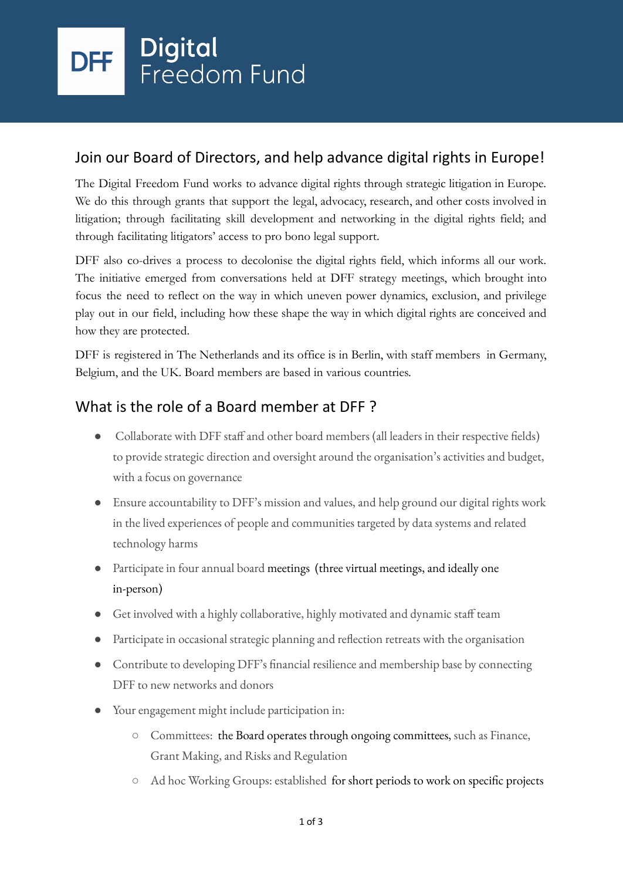# Digital Freedom Fund

## Join our Board of Directors, and help advance digital rights in Europe!

The Digital Freedom Fund works to advance digital rights through strategic litigation in Europe. We do this through grants that support the legal, advocacy, research, and other costs involved in litigation; through facilitating skill development and networking in the digital rights field; and through facilitating litigators' access to pro bono legal support.

DFF also co-drives a process to decolonise the digital rights field, which informs all our work. The initiative emerged from conversations held at DFF strategy meetings, which brought into focus the need to reflect on the way in which uneven power dynamics, exclusion, and privilege play out in our field, including how these shape the way in which digital rights are conceived and how they are protected.

DFF is registered in The Netherlands and its office is in Berlin, with staff members in Germany, Belgium, and the UK. Board members are based in various countries.

## What is the role of a Board member at DFF ?

- Collaborate with DFF staff and other board members (all leaders in their respective fields) to provide strategic direction and oversight around the organisation's activities and budget, with a focus on governance
- Ensure accountability to DFF's mission and values, and help ground our digital rights work in the lived experiences of people and communities targeted by data systems and related technology harms
- Participate in four annual board meetings (three virtual meetings, and ideally one in-person)
- Get involved with a highly collaborative, highly motivated and dynamic staff team
- Participate in occasional strategic planning and reflection retreats with the organisation
- Contribute to developing DFF's financial resilience and membership base by connecting DFF to new networks and donors
- Your engagement might include participation in:
  - Committees: the Board operates through ongoing committees, such as Finance, Grant Making, and Risks and Regulation
  - Ad hoc Working Groups: established for short periods to work on specific projects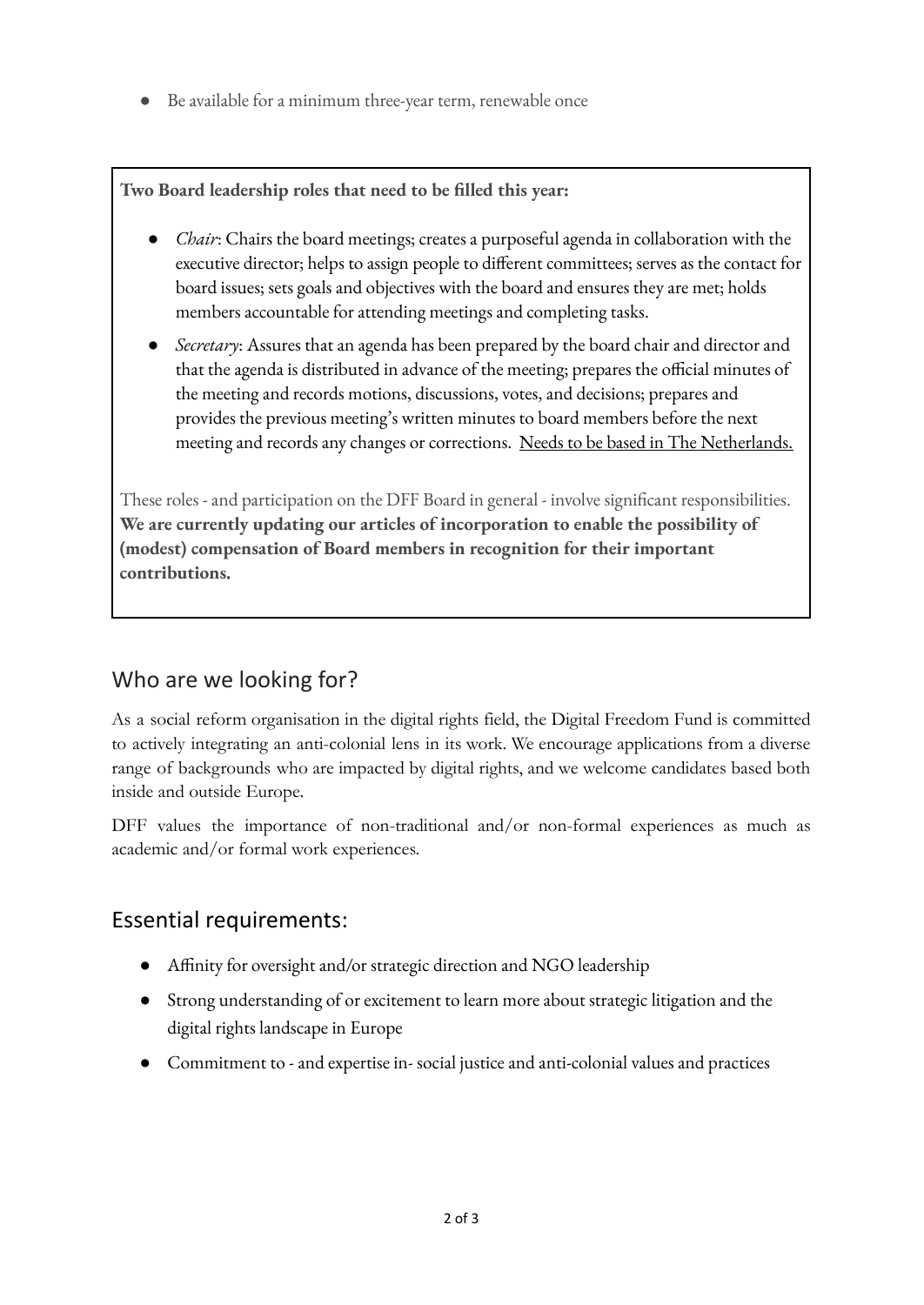- Be available for a minimum three-year term, renewable once

**Two Board leadership roles that need to be filled this year:**

- *Chair*: Chairs the board meetings; creates a purposeful agenda in collaboration with the executive director; helps to assign people to different committees; serves as the contact for board issues; sets goals and objectives with the board and ensures they are met; holds members accountable for attending meetings and completing tasks.
- *Secretary*: Assures that an agenda has been prepared by the board chair and director and that the agenda is distributed in advance of the meeting; prepares the official minutes of the meeting and records motions, discussions, votes, and decisions; prepares and provides the previous meeting's written minutes to board members before the next meeting and records any changes or corrections. <u>Needs to be based in The Netherlands.</u>

These roles - and participation on the DFF Board in general - involve significant responsibilities. **We are currently updating our articles of incorporation to enable the possibility of (modest) compensation of Board members in recognition for their important contributions.**

## Who are we looking for?

As a social reform organisation in the digital rights field, the Digital Freedom Fund is committed to actively integrating an anti-colonial lens in its work. We encourage applications from a diverse range of backgrounds who are impacted by digital rights, and we welcome candidates based both inside and outside Europe.

DFF values the importance of non-traditional and/or non-formal experiences as much as academic and/or formal work experiences.

## Essential requirements:

- Affinity for oversight and/or strategic direction and NGO leadership
- Strong understanding of or excitement to learn more about strategic litigation and the digital rights landscape in Europe
- Commitment to - and expertise in- social justice and anti-colonial values and practices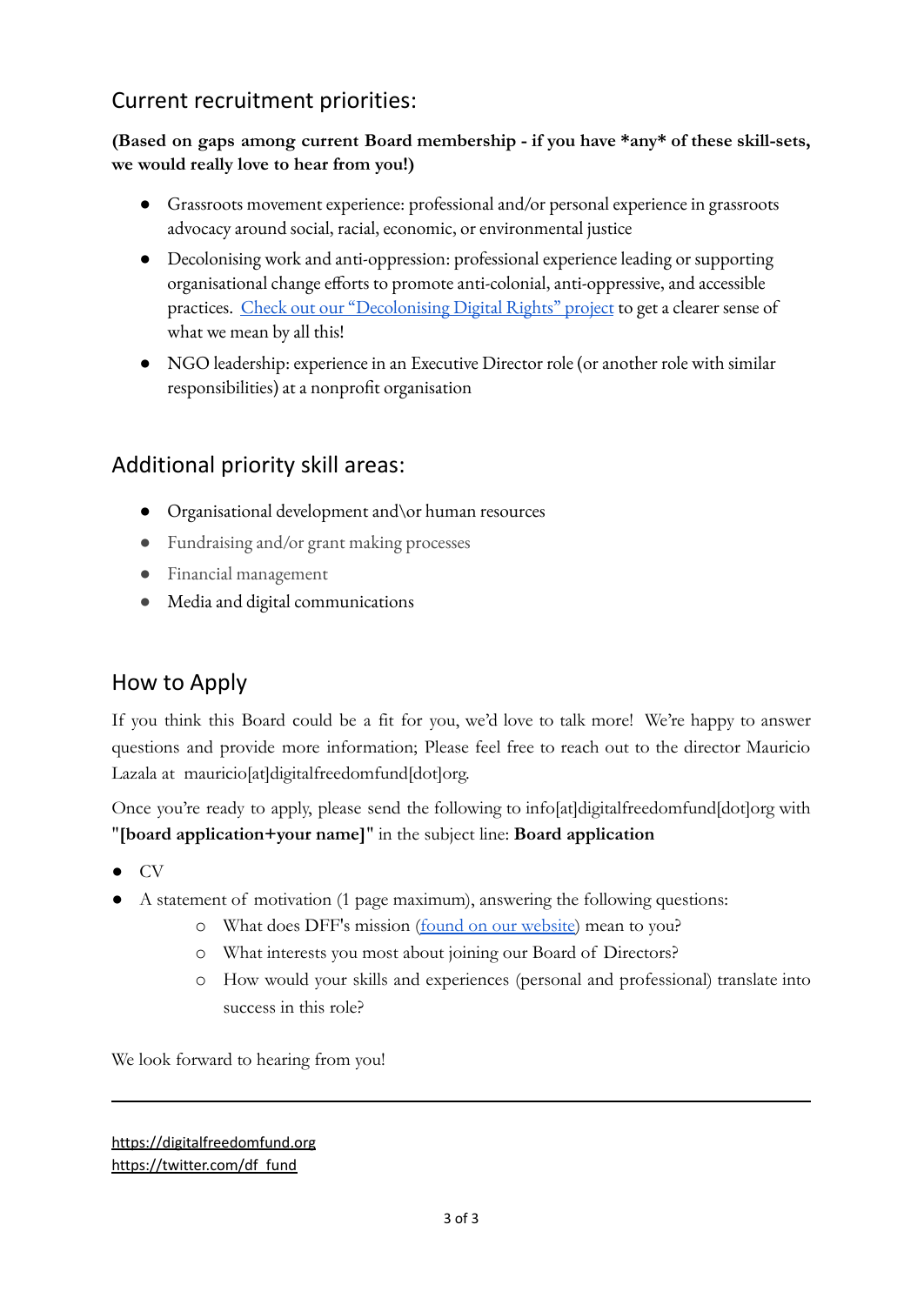## Current recruitment priorities:

**(Based on gaps among current Board membership - if you have *any* of these skill-sets, we would really love to hear from you!)**

- Grassroots movement experience: professional and/or personal experience in grassroots advocacy around social, racial, economic, or environmental justice
- Decolonising work and anti-oppression: professional experience leading or supporting organisational change efforts to promote anti-colonial, anti-oppressive, and accessible practices. Check out our "Decolonising Digital Rights" project to get a clearer sense of what we mean by all this!
- NGO leadership: experience in an Executive Director role (or another role with similar responsibilities) at a nonprofit organisation

## Additional priority skill areas:

- Organisational development and\or human resources
- Fundraising and/or grant making processes
- Financial management
- Media and digital communications

## How to Apply

If you think this Board could be a fit for you, we'd love to talk more! We're happy to answer questions and provide more information; Please feel free to reach out to the director Mauricio Lazala at mauricio[at]digitalfreedomfund[dot]org.

Once you're ready to apply, please send the following to info[at]digitalfreedomfund[dot]org with **"[board application+your name]"** in the subject line: **Board application**

- CV
- A statement of motivation (1 page maximum), answering the following questions:
  - What does DFF's mission (found on our website) mean to you?
  - What interests you most about joining our Board of Directors?
  - How would your skills and experiences (personal and professional) translate into success in this role?

We look forward to hearing from you!

---

https://digitalfreedomfund.org
https://twitter.com/df_fund